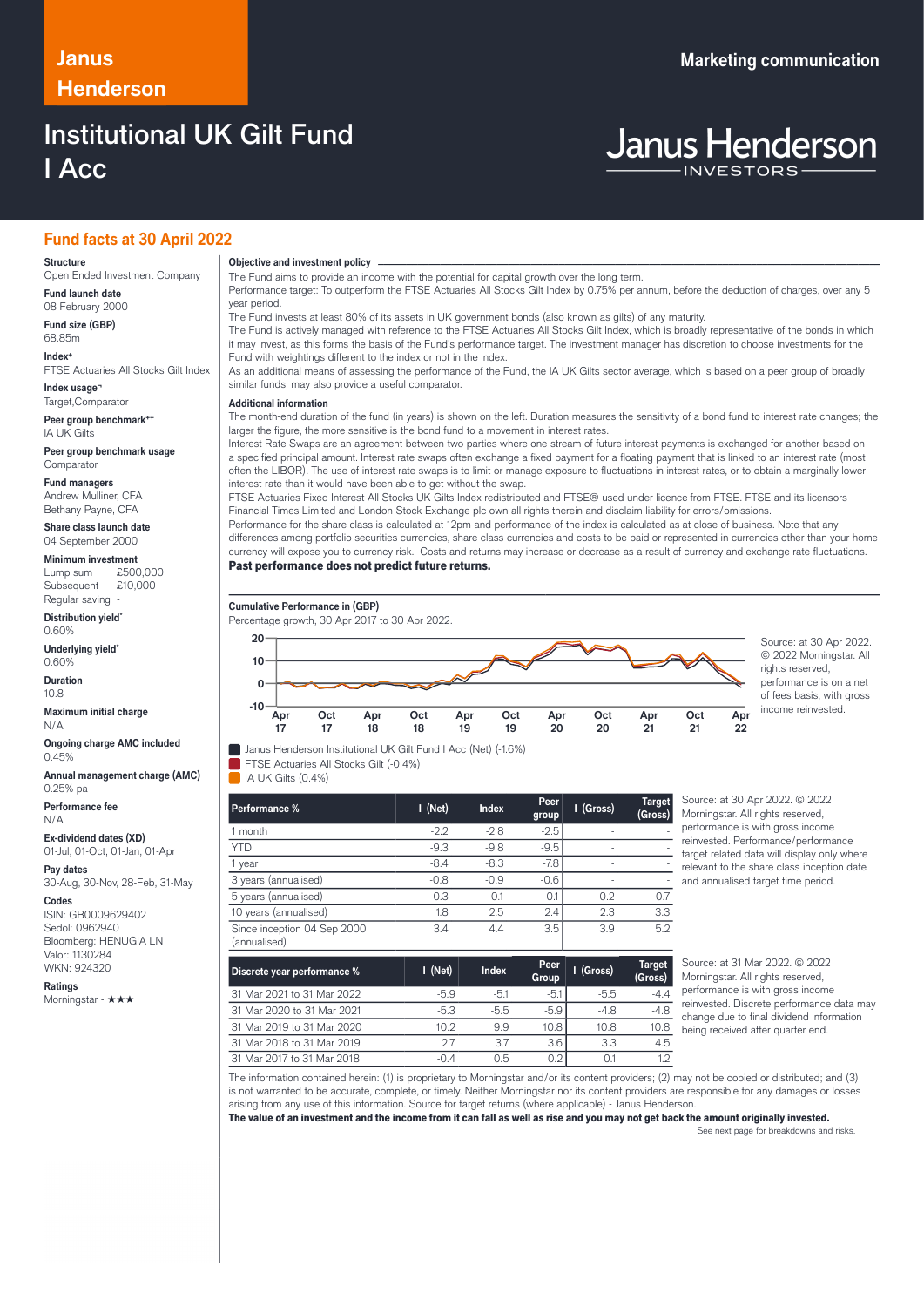Janus Henderson

Marketing communication

# Institutional UK Gilt Fund I Acc

Janus Henderson INVESTORS

## Fund facts at 30 April 2022

**Structure**
Open Ended Investment Company

**Fund launch date**
08 February 2000

**Fund size (GBP)**
68.85m

**Index+**
FTSE Actuaries All Stocks Gilt Index

**Index usage¬**
Target,Comparator

**Peer group benchmark++**
IA UK Gilts

**Peer group benchmark usage**
Comparator

**Fund managers**
Andrew Mulliner, CFA
Bethany Payne, CFA

**Share class launch date**
04 September 2000

**Minimum investment**
Lump sum £500,000
Subsequent £10,000
Regular saving -

**Distribution yield***
0.60%

**Underlying yield***
0.60%

**Duration**
10.8

**Maximum initial charge**
N/A

**Ongoing charge AMC included**
0.45%

**Annual management charge (AMC)**
0.25% pa

**Performance fee**
N/A

**Ex-dividend dates (XD)**
01-Jul, 01-Oct, 01-Jan, 01-Apr

**Pay dates**
30-Aug, 30-Nov, 28-Feb, 31-May

**Codes**
ISIN: GB0009629402
Sedol: 0962940
Bloomberg: HENUGIA LN
Valor: 1130284
WKN: 924320

**Ratings**
Morningstar - ★★★

### Objective and investment policy

The Fund aims to provide an income with the potential for capital growth over the long term.
Performance target: To outperform the FTSE Actuaries All Stocks Gilt Index by 0.75% per annum, before the deduction of charges, over any 5 year period.
The Fund invests at least 80% of its assets in UK government bonds (also known as gilts) of any maturity.
The Fund is actively managed with reference to the FTSE Actuaries All Stocks Gilt Index, which is broadly representative of the bonds in which it may invest, as this forms the basis of the Fund's performance target. The investment manager has discretion to choose investments for the Fund with weightings different to the index or not in the index.
As an additional means of assessing the performance of the Fund, the IA UK Gilts sector average, which is based on a peer group of broadly similar funds, may also provide a useful comparator.

### Additional information

The month-end duration of the fund (in years) is shown on the left. Duration measures the sensitivity of a bond fund to interest rate changes; the larger the figure, the more sensitive is the bond fund to a movement in interest rates.
Interest Rate Swaps are an agreement between two parties where one stream of future interest payments is exchanged for another based on a specified principal amount. Interest rate swaps often exchange a fixed payment for a floating payment that is linked to an interest rate (most often the LIBOR). The use of interest rate swaps is to limit or manage exposure to fluctuations in interest rates, or to obtain a marginally lower interest rate than it would have been able to get without the swap.
FTSE Actuaries Fixed Interest All Stocks UK Gilts Index redistributed and FTSE® used under licence from FTSE. FTSE and its licensors Financial Times Limited and London Stock Exchange plc own all rights therein and disclaim liability for errors/omissions.
Performance for the share class is calculated at 12pm and performance of the index is calculated as at close of business. Note that any differences among portfolio securities currencies, share class currencies and costs to be paid or represented in currencies other than your home currency will expose you to currency risk. Costs and returns may increase or decrease as a result of currency and exchange rate fluctuations.
**Past performance does not predict future returns.**

### Cumulative Performance in (GBP)

Percentage growth, 30 Apr 2017 to 30 Apr 2022.

- Janus Henderson Institutional UK Gilt Fund I Acc (Net) (-1.6%)
- FTSE Actuaries All Stocks Gilt (-0.4%)
- IA UK Gilts (0.4%)

Source: at 30 Apr 2022. © 2022 Morningstar. All rights reserved, performance is on a net of fees basis, with gross income reinvested.

| Performance % | I (Net) | Index | Peer group | I (Gross) | Target (Gross) |
|---|---|---|---|---|---|
| 1 month | -2.2 | -2.8 | -2.5 | - | - |
| YTD | -9.3 | -9.8 | -9.5 | - | - |
| 1 year | -8.4 | -8.3 | -7.8 | - | - |
| 3 years (annualised) | -0.8 | -0.9 | -0.6 | - | - |
| 5 years (annualised) | -0.3 | -0.1 | 0.1 | 0.2 | 0.7 |
| 10 years (annualised) | 1.8 | 2.5 | 2.4 | 2.3 | 3.3 |
| Since inception 04 Sep 2000 (annualised) | 3.4 | 4.4 | 3.5 | 3.9 | 5.2 |

Source: at 30 Apr 2022. © 2022 Morningstar. All rights reserved, performance is with gross income reinvested. Performance/performance target related data will display only where relevant to the share class inception date and annualised target time period.

| Discrete year performance % | I (Net) | Index | Peer Group | I (Gross) | Target (Gross) |
|---|---|---|---|---|---|
| 31 Mar 2021 to 31 Mar 2022 | -5.9 | -5.1 | -5.1 | -5.5 | -4.4 |
| 31 Mar 2020 to 31 Mar 2021 | -5.3 | -5.5 | -5.9 | -4.8 | -4.8 |
| 31 Mar 2019 to 31 Mar 2020 | 10.2 | 9.9 | 10.8 | 10.8 | 10.8 |
| 31 Mar 2018 to 31 Mar 2019 | 2.7 | 3.7 | 3.6 | 3.3 | 4.5 |
| 31 Mar 2017 to 31 Mar 2018 | -0.4 | 0.5 | 0.2 | 0.1 | 1.2 |

Source: at 31 Mar 2022. © 2022 Morningstar. All rights reserved, performance is with gross income reinvested. Discrete performance data may change due to final dividend information being received after quarter end.

The information contained herein: (1) is proprietary to Morningstar and/or its content providers; (2) may not be copied or distributed; and (3) is not warranted to be accurate, complete, or timely. Neither Morningstar nor its content providers are responsible for any damages or losses arising from any use of this information. Source for target returns (where applicable) - Janus Henderson.
**The value of an investment and the income from it can fall as well as rise and you may not get back the amount originally invested.**

See next page for breakdowns and risks.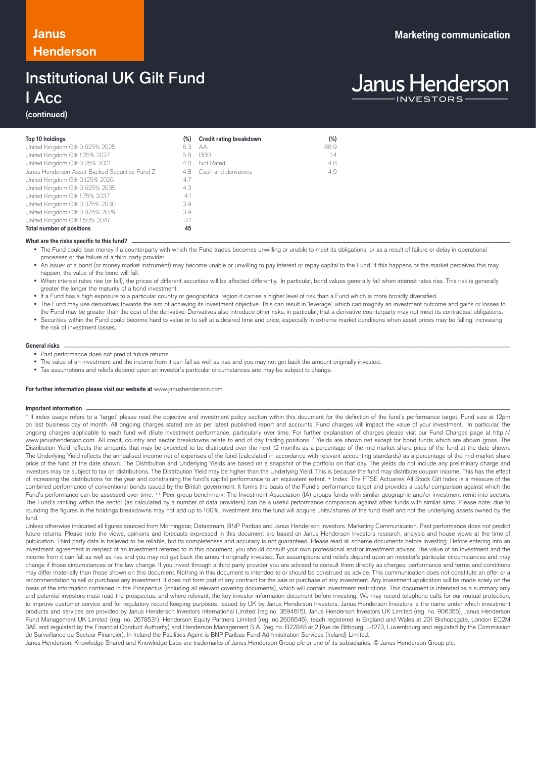# Institutional UK Gilt Fund I Acc

**(continued)**

Marketing communication

| Top 10 holdings | (%) |
|---|---|
| United Kingdom Gilt 0.625% 2025 | 6.3 |
| United Kingdom Gilt 1.25% 2027 | 5.8 |
| United Kingdom Gilt 0.25% 2031 | 4.8 |
| Janus Henderson Asset-Backed Securities Fund Z | 4.8 |
| United Kingdom Gilt 0.125% 2026 | 4.7 |
| United Kingdom Gilt 0.625% 2035 | 4.3 |
| United Kingdom Gilt 1.75% 2037 | 4.1 |
| United Kingdom Gilt 0.375% 2030 | 3.9 |
| United Kingdom Gilt 0.875% 2029 | 3.9 |
| United Kingdom Gilt 1.50% 2047 | 3.1 |
| **Total number of positions** | **45** |

| Credit rating breakdown | (%) |
|---|---|
| AA | 88.9 |
| BBB | 1.4 |
| Not Rated | 4.8 |
| Cash and derivatives | 4.9 |

**What are the risks specific to this fund?**

- The Fund could lose money if a counterparty with which the Fund trades becomes unwilling or unable to meet its obligations, or as a result of failure or delay in operational processes or the failure of a third party provider.
- An issuer of a bond (or money market instrument) may become unable or unwilling to pay interest or repay capital to the Fund. If this happens or the market perceives this may happen, the value of the bond will fall.
- When interest rates rise (or fall), the prices of different securities will be affected differently. In particular, bond values generally fall when interest rates rise. This risk is generally greater the longer the maturity of a bond investment.
- If a Fund has a high exposure to a particular country or geographical region it carries a higher level of risk than a Fund which is more broadly diversified.
- The Fund may use derivatives towards the aim of achieving its investment objective. This can result in 'leverage', which can magnify an investment outcome and gains or losses to the Fund may be greater than the cost of the derivative. Derivatives also introduce other risks, in particular, that a derivative counterparty may not meet its contractual obligations.
- Securities within the Fund could become hard to value or to sell at a desired time and price, especially in extreme market conditions when asset prices may be falling, increasing the risk of investment losses.

**General risks**

- Past performance does not predict future returns.
- The value of an investment and the income from it can fall as well as rise and you may not get back the amount originally invested.
- Tax assumptions and reliefs depend upon an investor's particular circumstances and may be subject to change.

**For further information please visit our website at** www.janushenderson.com

**Important information**

¬ If index usage refers to a 'target' please read the objective and investment policy section within this document for the definition of the fund's performance target. Fund size at 12pm on last business day of month. All ongoing charges stated are as per latest published report and accounts. Fund charges will impact the value of your investment. In particular, the ongoing charges applicable to each fund will dilute investment performance, particularly over time. For further explanation of charges please visit our Fund Charges page at http://www.janushenderson.com. All credit, country and sector breakdowns relate to end of day trading positions. * Yields are shown net except for bond funds which are shown gross. The Distribution Yield reflects the amounts that may be expected to be distributed over the next 12 months as a percentage of the mid-market share price of the fund at the date shown. The Underlying Yield reflects the annualised income net of expenses of the fund (calculated in accordance with relevant accounting standards) as a percentage of the mid-market share price of the fund at the date shown. The Distribution and Underlying Yields are based on a snapshot of the portfolio on that day. The yields do not include any preliminary charge and investors may be subject to tax on distributions. The Distribution Yield may be higher than the Underlying Yield. This is because the fund may distribute coupon income. This has the effect of increasing the distributions for the year and constraining the fund's capital performance to an equivalent extent. + Index: The FTSE Actuaries All Stock Gilt Index is a measure of the combined performance of conventional bonds issued by the British government. It forms the basis of the Fund's performance target and provides a useful comparison against which the Fund's performance can be assessed over time. ++ Peer group benchmark: The Investment Association (IA) groups funds with similar geographic and/or investment remit into sectors. The Fund's ranking within the sector (as calculated by a number of data providers) can be a useful performance comparison against other funds with similar aims. Please note: due to rounding the figures in the holdings breakdowns may not add up to 100%. Investment into the fund will acquire units/shares of the fund itself and not the underlying assets owned by the fund.

Unless otherwise indicated all figures sourced from Morningstar, Datastream, BNP Paribas and Janus Henderson Investors. Marketing Communication. Past performance does not predict future returns. Please note the views, opinions and forecasts expressed in this document are based on Janus Henderson Investors research, analysis and house views at the time of publication. Third party data is believed to be reliable, but its completeness and accuracy is not guaranteed. Please read all scheme documents before investing. Before entering into an investment agreement in respect of an investment referred to in this document, you should consult your own professional and/or investment adviser. The value of an investment and the income from it can fall as well as rise and you may not get back the amount originally invested. Tax assumptions and reliefs depend upon an investor's particular circumstances and may change if those circumstances or the law change. If you invest through a third party provider you are advised to consult them directly as charges, performance and terms and conditions may differ materially than those shown on this document. Nothing in this document is intended to or should be construed as advice. This communication does not constitute an offer or a recommendation to sell or purchase any investment. It does not form part of any contract for the sale or purchase of any investment. Any investment application will be made solely on the basis of the information contained in the Prospectus (including all relevant covering documents), which will contain investment restrictions. This document is intended as a summary only and potential investors must read the prospectus, and where relevant, the key investor information document before investing. We may record telephone calls for our mutual protection, to improve customer service and for regulatory record keeping purposes. Issued by UK by Janus Henderson Investors. Janus Henderson Investors is the name under which investment products and services are provided by Janus Henderson Investors International Limited (reg no. 3594615), Janus Henderson Investors UK Limited (reg. no. 906355), Janus Henderson Fund Management UK Limited (reg. no. 2678531), Henderson Equity Partners Limited (reg. no.2606646), (each registered in England and Wales at 201 Bishopsgate, London EC2M 3AE and regulated by the Financial Conduct Authority) and Henderson Management S.A. (reg no. B22848 at 2 Rue de Bitbourg, L-1273, Luxembourg and regulated by the Commission de Surveillance du Secteur Financier). In Ireland the Facilities Agent is BNP Paribas Fund Administration Services (Ireland) Limited.

Janus Henderson, Knowledge Shared and Knowledge Labs are trademarks of Janus Henderson Group plc or one of its subsidiaries. © Janus Henderson Group plc.